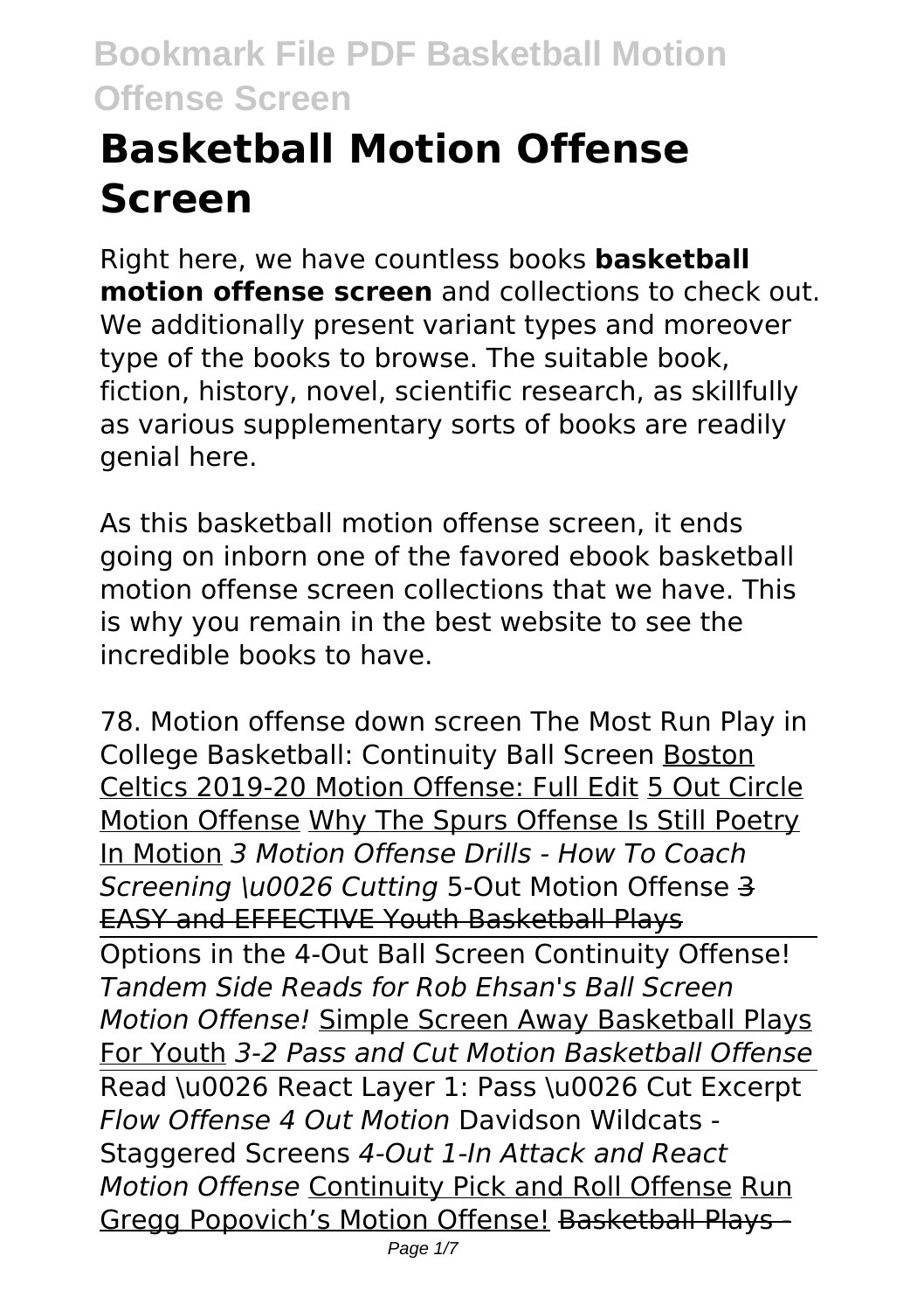# Basketball Motion Offense Screen

Right here, we have countless books **basketball motion offense screen** and collections to check out. We additionally present variant types and moreover type of the books to browse. The suitable book, fiction, history, novel, scientific research, as skillfully as various supplementary sorts of books are readily genial here.

As this basketball motion offense screen, it ends going on inborn one of the favored ebook basketball motion offense screen collections that we have. This is why you remain in the best website to see the incredible books to have.

78. Motion offense down screen The Most Run Play in College Basketball: Continuity Ball Screen Boston Celtics 2019-20 Motion Offense: Full Edit 5 Out Circle Motion Offense Why The Spurs Offense Is Still Poetry In Motion *3 Motion Offense Drills - How To Coach Screening \u0026 Cutting* 5-Out Motion Offense 3 EASY and EFFECTIVE Youth Basketball Plays

Options in the 4-Out Ball Screen Continuity Offense! *Tandem Side Reads for Rob Ehsan's Ball Screen Motion Offense!* Simple Screen Away Basketball Plays For Youth *3-2 Pass and Cut Motion Basketball Offense*

Read \u0026 React Layer 1: Pass \u0026 Cut Excerpt *Flow Offense 4 Out Motion* Davidson Wildcats - Staggered Screens *4-Out 1-In Attack and React Motion Offense* Continuity Pick and Roll Offense Run Gregg Popovich's Motion Offense! Basketball Plays -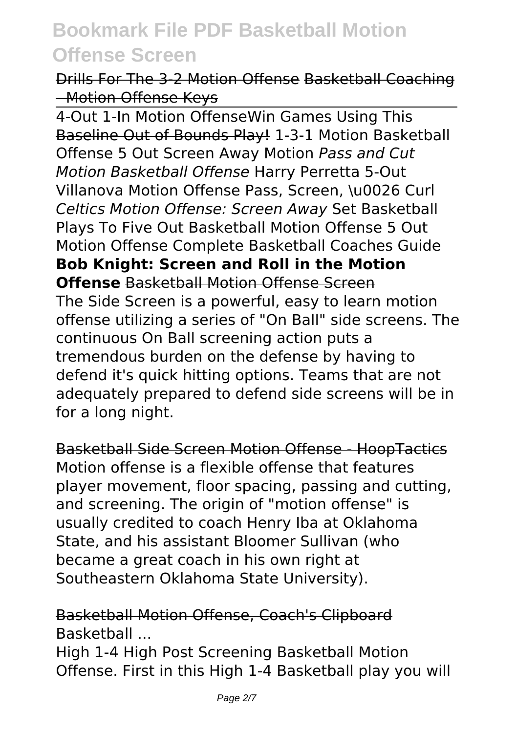Drills For The 3-2 Motion Offense Basketball Coaching - Motion Offense Keys

4-Out 1-In Motion OffenseWin Games Using This Baseline Out of Bounds Play! 1-3-1 Motion Basketball Offense 5 Out Screen Away Motion *Pass and Cut Motion Basketball Offense* Harry Perretta 5-Out Villanova Motion Offense Pass, Screen, \u0026 Curl *Celtics Motion Offense: Screen Away* Set Basketball Plays To Five Out Basketball Motion Offense 5 Out Motion Offense Complete Basketball Coaches Guide **Bob Knight: Screen and Roll in the Motion Offense** Basketball Motion Offense Screen

The Side Screen is a powerful, easy to learn motion offense utilizing a series of "On Ball" side screens. The continuous On Ball screening action puts a tremendous burden on the defense by having to defend it's quick hitting options. Teams that are not adequately prepared to defend side screens will be in for a long night.

Basketball Side Screen Motion Offense - HoopTactics

Motion offense is a flexible offense that features player movement, floor spacing, passing and cutting, and screening. The origin of "motion offense" is usually credited to coach Henry Iba at Oklahoma State, and his assistant Bloomer Sullivan (who became a great coach in his own right at Southeastern Oklahoma State University).

Basketball Motion Offense, Coach's Clipboard Basketball ...

High 1-4 High Post Screening Basketball Motion Offense. First in this High 1-4 Basketball play you will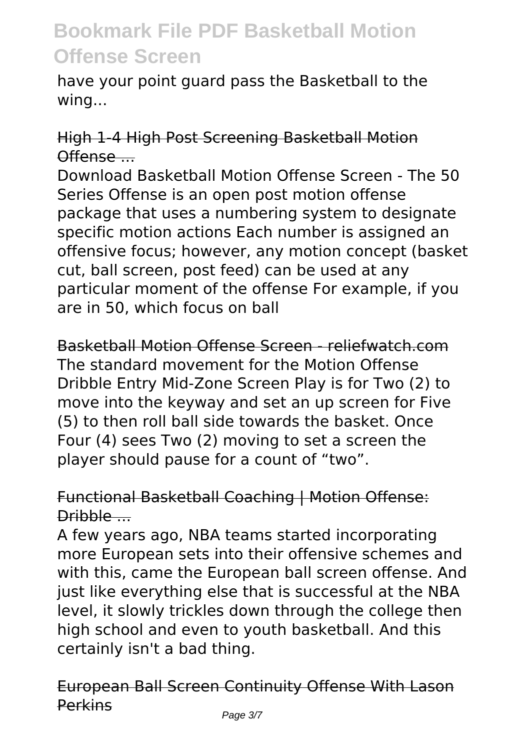have your point guard pass the Basketball to the wing...

High 1-4 High Post Screening Basketball Motion Offense ...

Download Basketball Motion Offense Screen - The 50 Series Offense is an open post motion offense package that uses a numbering system to designate specific motion actions Each number is assigned an offensive focus; however, any motion concept (basket cut, ball screen, post feed) can be used at any particular moment of the offense For example, if you are in 50, which focus on ball

Basketball Motion Offense Screen - reliefwatch.com

The standard movement for the Motion Offense Dribble Entry Mid-Zone Screen Play is for Two (2) to move into the keyway and set an up screen for Five (5) to then roll ball side towards the basket. Once Four (4) sees Two (2) moving to set a screen the player should pause for a count of "two".

Functional Basketball Coaching | Motion Offense: Dribble ...

A few years ago, NBA teams started incorporating more European sets into their offensive schemes and with this, came the European ball screen offense. And just like everything else that is successful at the NBA level, it slowly trickles down through the college then high school and even to youth basketball. And this certainly isn't a bad thing.

European Ball Screen Continuity Offense With Lason Perkins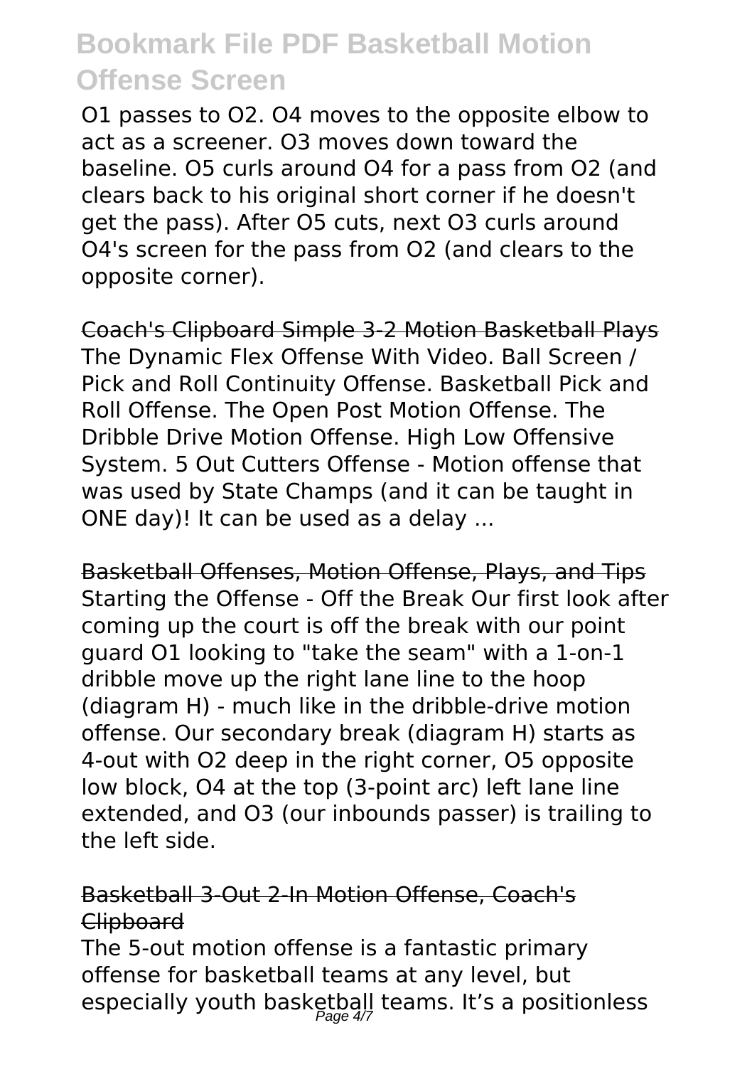O1 passes to O2. O4 moves to the opposite elbow to act as a screener. O3 moves down toward the baseline. O5 curls around O4 for a pass from O2 (and clears back to his original short corner if he doesn't get the pass). After O5 cuts, next O3 curls around O4's screen for the pass from O2 (and clears to the opposite corner).

## Coach's Clipboard Simple 3-2 Motion Basketball Plays

The Dynamic Flex Offense With Video. Ball Screen / Pick and Roll Continuity Offense. Basketball Pick and Roll Offense. The Open Post Motion Offense. The Dribble Drive Motion Offense. High Low Offensive System. 5 Out Cutters Offense - Motion offense that was used by State Champs (and it can be taught in ONE day)! It can be used as a delay ...

## Basketball Offenses, Motion Offense, Plays, and Tips

Starting the Offense - Off the Break Our first look after coming up the court is off the break with our point guard O1 looking to "take the seam" with a 1-on-1 dribble move up the right lane line to the hoop (diagram H) - much like in the dribble-drive motion offense. Our secondary break (diagram H) starts as 4-out with O2 deep in the right corner, O5 opposite low block, O4 at the top (3-point arc) left lane line extended, and O3 (our inbounds passer) is trailing to the left side.

## Basketball 3-Out 2-In Motion Offense, Coach's Clipboard

The 5-out motion offense is a fantastic primary offense for basketball teams at any level, but especially youth basketball teams. It's a positionless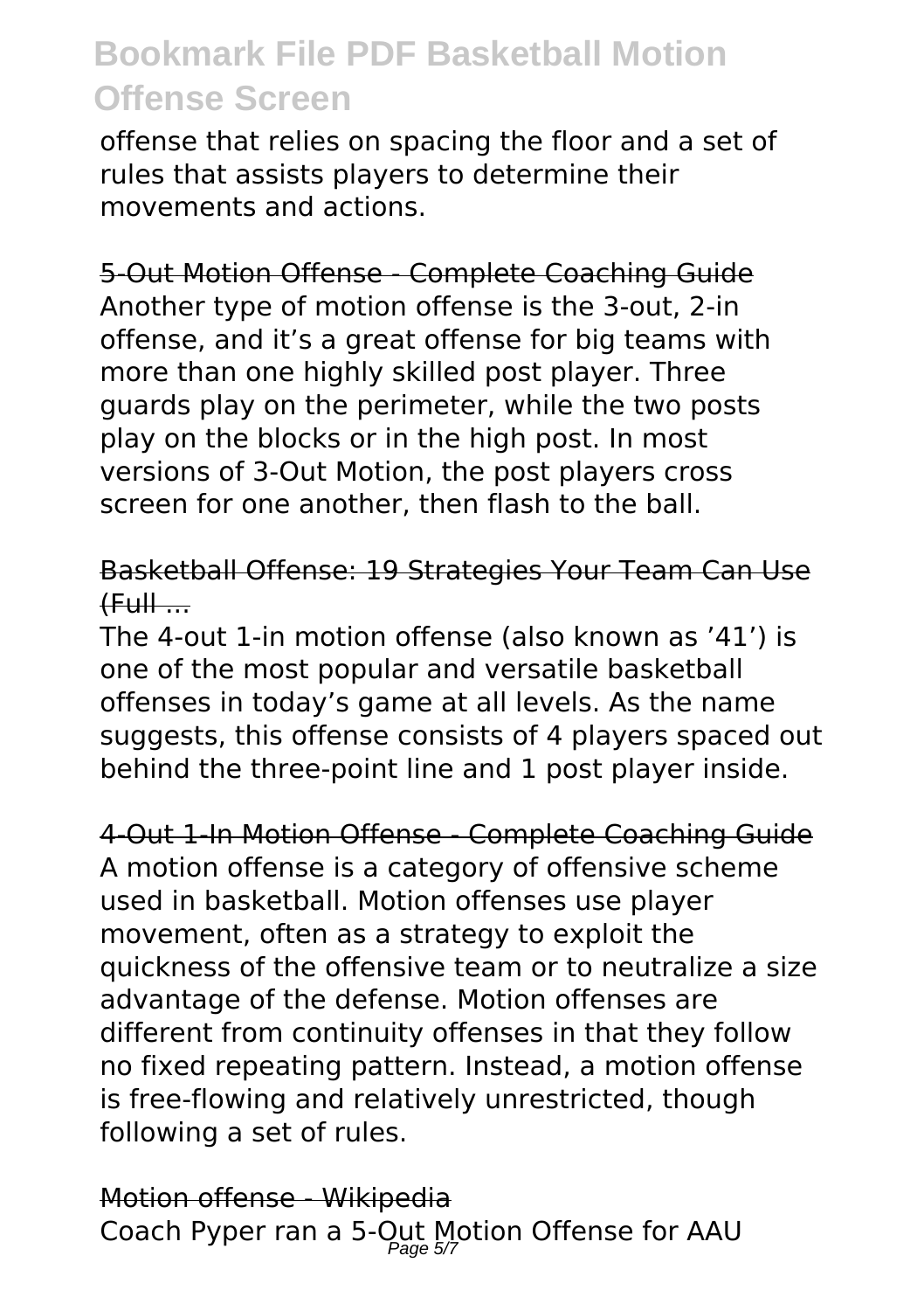offense that relies on spacing the floor and a set of rules that assists players to determine their movements and actions.

5-Out Motion Offense - Complete Coaching Guide

Another type of motion offense is the 3-out, 2-in offense, and it's a great offense for big teams with more than one highly skilled post player. Three guards play on the perimeter, while the two posts play on the blocks or in the high post. In most versions of 3-Out Motion, the post players cross screen for one another, then flash to the ball.

Basketball Offense: 19 Strategies Your Team Can Use (Full ...

The 4-out 1-in motion offense (also known as '41') is one of the most popular and versatile basketball offenses in today's game at all levels. As the name suggests, this offense consists of 4 players spaced out behind the three-point line and 1 post player inside.

4-Out 1-In Motion Offense - Complete Coaching Guide

A motion offense is a category of offensive scheme used in basketball. Motion offenses use player movement, often as a strategy to exploit the quickness of the offensive team or to neutralize a size advantage of the defense. Motion offenses are different from continuity offenses in that they follow no fixed repeating pattern. Instead, a motion offense is free-flowing and relatively unrestricted, though following a set of rules.

Motion offense - Wikipedia

Coach Pyper ran a 5-Out Motion Offense for AAU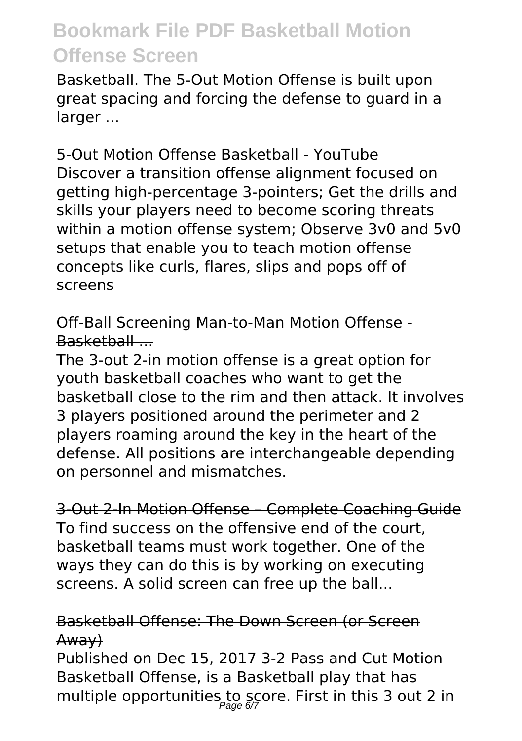Basketball. The 5-Out Motion Offense is built upon great spacing and forcing the defense to guard in a larger ...

5-Out Motion Offense Basketball - YouTube

Discover a transition offense alignment focused on getting high-percentage 3-pointers; Get the drills and skills your players need to become scoring threats within a motion offense system; Observe 3v0 and 5v0 setups that enable you to teach motion offense concepts like curls, flares, slips and pops off of screens

Off-Ball Screening Man-to-Man Motion Offense - Basketball ...

The 3-out 2-in motion offense is a great option for youth basketball coaches who want to get the basketball close to the rim and then attack. It involves 3 players positioned around the perimeter and 2 players roaming around the key in the heart of the defense. All positions are interchangeable depending on personnel and mismatches.

3-Out 2-In Motion Offense – Complete Coaching Guide

To find success on the offensive end of the court, basketball teams must work together. One of the ways they can do this is by working on executing screens. A solid screen can free up the ball...

Basketball Offense: The Down Screen (or Screen Away)

Published on Dec 15, 2017 3-2 Pass and Cut Motion Basketball Offense, is a Basketball play that has multiple opportunities to score. First in this 3 out 2 in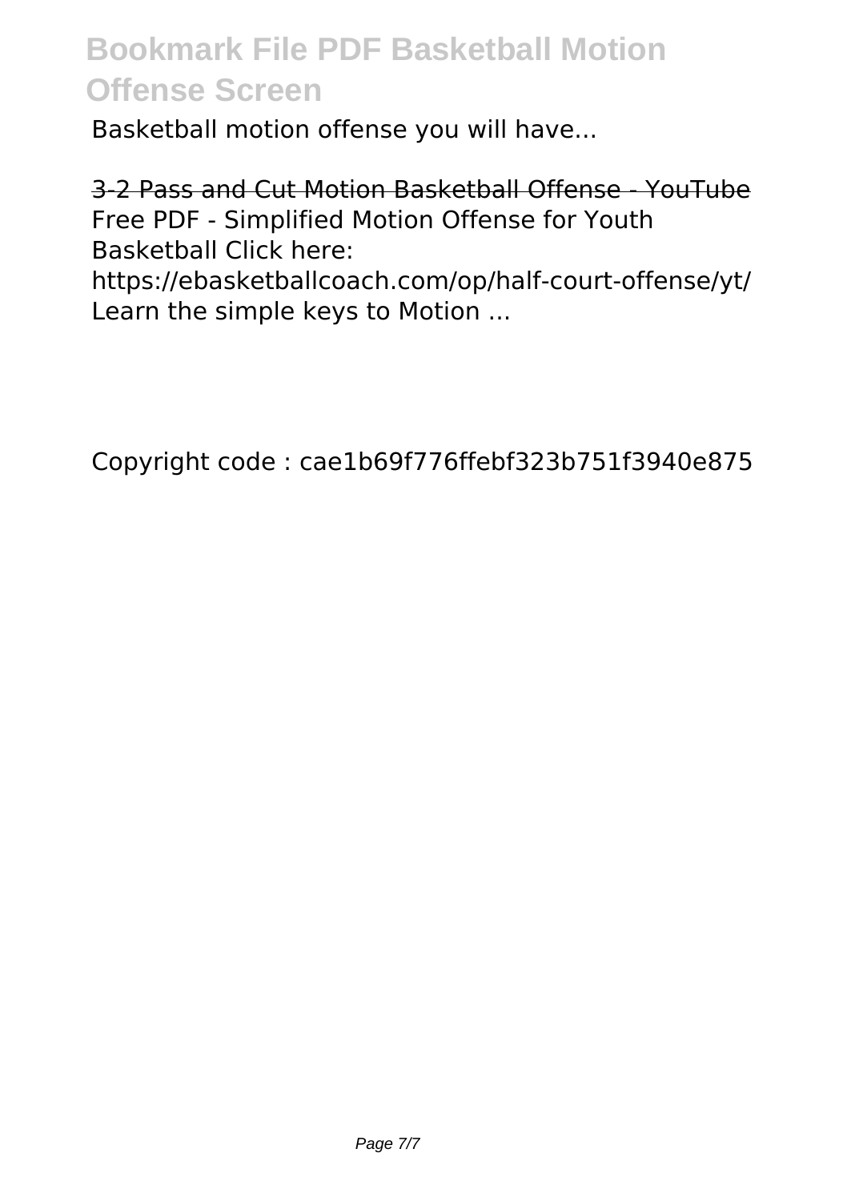Basketball motion offense you will have...

3-2 Pass and Cut Motion Basketball Offense - YouTube
Free PDF - Simplified Motion Offense for Youth Basketball Click here: https://ebasketballcoach.com/op/half-court-offense/yt/ Learn the simple keys to Motion ...

Copyright code : cae1b69f776ffebf323b751f3940e875